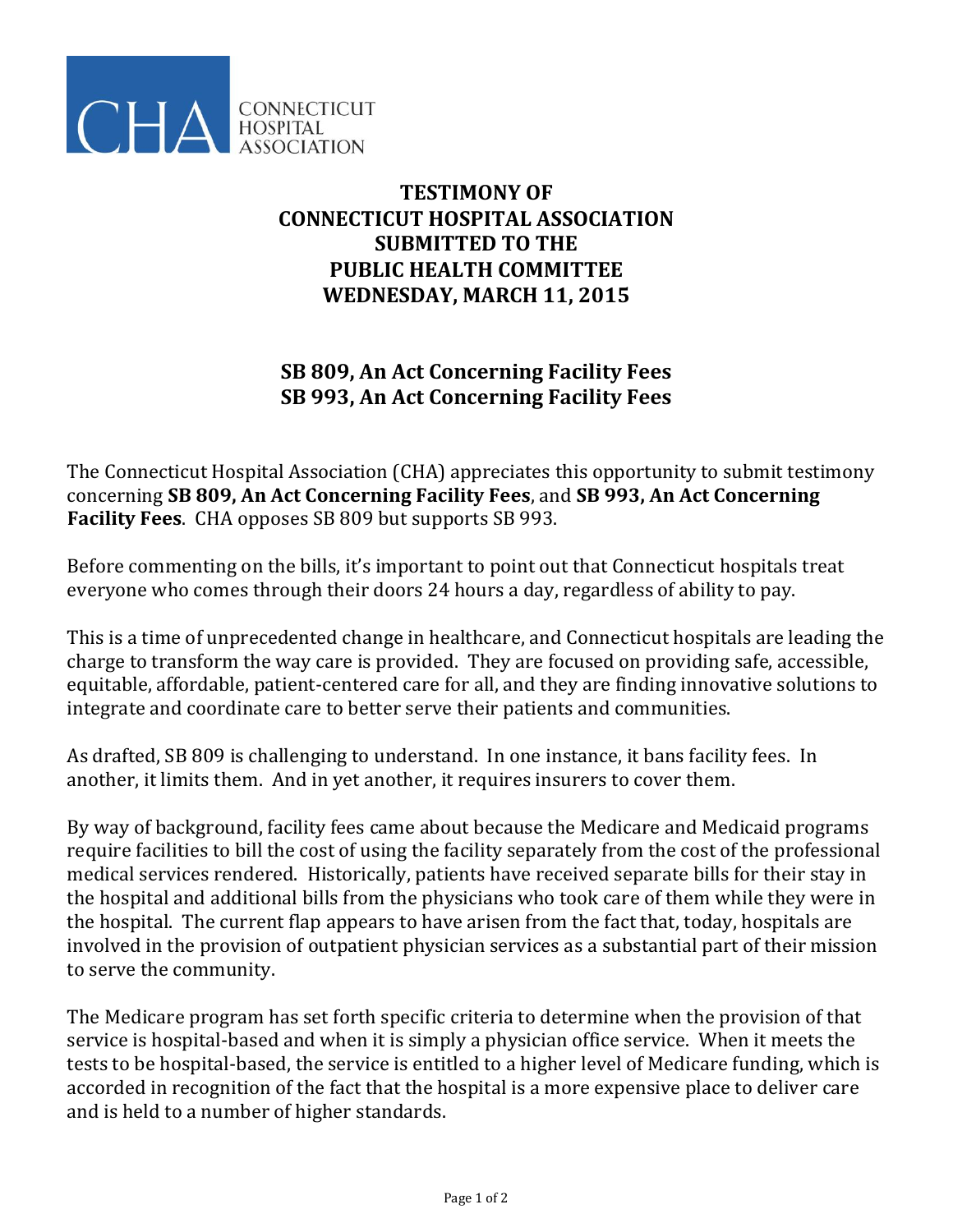CONNECTICUT HOSPITAL ASSOCIATION

# TESTIMONY OF CONNECTICUT HOSPITAL ASSOCIATION SUBMITTED TO THE PUBLIC HEALTH COMMITTEE WEDNESDAY, MARCH 11, 2015

## SB 809, An Act Concerning Facility Fees
## SB 993, An Act Concerning Facility Fees

The Connecticut Hospital Association (CHA) appreciates this opportunity to submit testimony concerning **SB 809, An Act Concerning Facility Fees**, and **SB 993, An Act Concerning Facility Fees**. CHA opposes SB 809 but supports SB 993.

Before commenting on the bills, it's important to point out that Connecticut hospitals treat everyone who comes through their doors 24 hours a day, regardless of ability to pay.

This is a time of unprecedented change in healthcare, and Connecticut hospitals are leading the charge to transform the way care is provided. They are focused on providing safe, accessible, equitable, affordable, patient-centered care for all, and they are finding innovative solutions to integrate and coordinate care to better serve their patients and communities.

As drafted, SB 809 is challenging to understand. In one instance, it bans facility fees. In another, it limits them. And in yet another, it requires insurers to cover them.

By way of background, facility fees came about because the Medicare and Medicaid programs require facilities to bill the cost of using the facility separately from the cost of the professional medical services rendered. Historically, patients have received separate bills for their stay in the hospital and additional bills from the physicians who took care of them while they were in the hospital. The current flap appears to have arisen from the fact that, today, hospitals are involved in the provision of outpatient physician services as a substantial part of their mission to serve the community.

The Medicare program has set forth specific criteria to determine when the provision of that service is hospital-based and when it is simply a physician office service. When it meets the tests to be hospital-based, the service is entitled to a higher level of Medicare funding, which is accorded in recognition of the fact that the hospital is a more expensive place to deliver care and is held to a number of higher standards.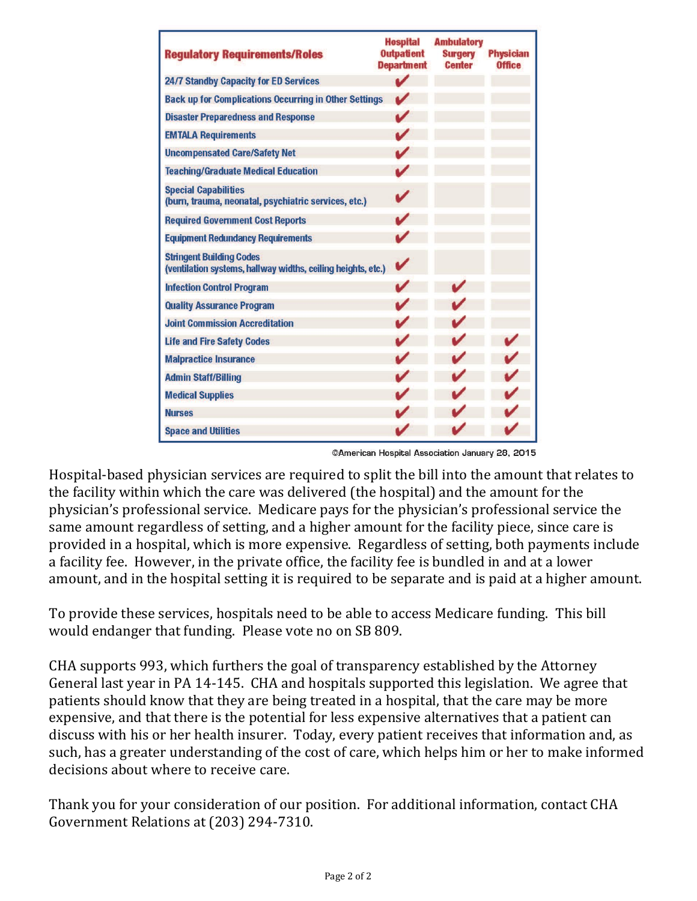| Regulatory Requirements/Roles | Hospital Outpatient Department | Ambulatory Surgery Center | Physician Office |
|---|---|---|---|
| 24/7 Standby Capacity for ED Services | ✔ | | |
| Back up for Complications Occurring in Other Settings | ✔ | | |
| Disaster Preparedness and Response | ✔ | | |
| EMTALA Requirements | ✔ | | |
| Uncompensated Care/Safety Net | ✔ | | |
| Teaching/Graduate Medical Education | ✔ | | |
| Special Capabilities (burn, trauma, neonatal, psychiatric services, etc.) | ✔ | | |
| Required Government Cost Reports | ✔ | | |
| Equipment Redundancy Requirements | ✔ | | |
| Stringent Building Codes (ventilation systems, hallway widths, ceiling heights, etc.) | ✔ | | |
| Infection Control Program | ✔ | ✔ | |
| Quality Assurance Program | ✔ | ✔ | |
| Joint Commission Accreditation | ✔ | ✔ | |
| Life and Fire Safety Codes | ✔ | ✔ | ✔ |
| Malpractice Insurance | ✔ | ✔ | ✔ |
| Admin Staff/Billing | ✔ | ✔ | ✔ |
| Medical Supplies | ✔ | ✔ | ✔ |
| Nurses | ✔ | ✔ | ✔ |
| Space and Utilities | ✔ | ✔ | ✔ |

©American Hospital Association January 28, 2015

Hospital-based physician services are required to split the bill into the amount that relates to the facility within which the care was delivered (the hospital) and the amount for the physician's professional service. Medicare pays for the physician's professional service the same amount regardless of setting, and a higher amount for the facility piece, since care is provided in a hospital, which is more expensive. Regardless of setting, both payments include a facility fee. However, in the private office, the facility fee is bundled in and at a lower amount, and in the hospital setting it is required to be separate and is paid at a higher amount.

To provide these services, hospitals need to be able to access Medicare funding. This bill would endanger that funding. Please vote no on SB 809.

CHA supports 993, which furthers the goal of transparency established by the Attorney General last year in PA 14-145. CHA and hospitals supported this legislation. We agree that patients should know that they are being treated in a hospital, that the care may be more expensive, and that there is the potential for less expensive alternatives that a patient can discuss with his or her health insurer. Today, every patient receives that information and, as such, has a greater understanding of the cost of care, which helps him or her to make informed decisions about where to receive care.

Thank you for your consideration of our position. For additional information, contact CHA Government Relations at (203) 294-7310.